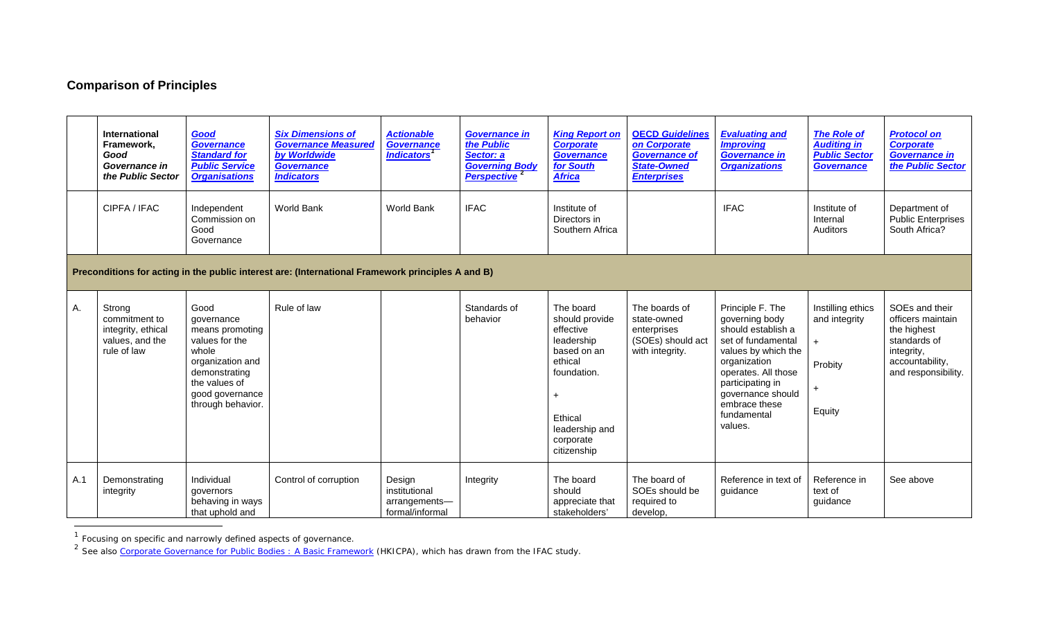## Comparison of Principles

| | International Framework, *Good Governance in the Public Sector* | ***Good Governance Standard for Public Service Organisations*** | ***Six Dimensions of Governance Measured by Worldwide Governance Indicators*** | ***Actionable Governance Indicators*** [1] | ***Governance in the Public Sector: a Governing Body Perspective*** [2] | ***King Report on Corporate Governance for South Africa*** | ***OECD Guidelines on Corporate Governance of State-Owned Enterprises*** | ***Evaluating and Improving Governance in Organizations*** | ***The Role of Auditing in Public Sector Governance*** | ***Protocol on Corporate Governance in the Public Sector*** |
|---|---|---|---|---|---|---|---|---|---|---|
| | CIPFA / IFAC | Independent Commission on Good Governance | World Bank | World Bank | IFAC | Institute of Directors in Southern Africa | | IFAC | Institute of Internal Auditors | Department of Public Enterprises South Africa? |
| **Preconditions for acting in the public interest are: (International Framework principles A and B)** | | | | | | | | | | |
| A. | Strong commitment to integrity, ethical values, and the rule of law | Good governance means promoting values for the whole organization and demonstrating the values of good governance through behavior. | Rule of law | | Standards of behavior | The board should provide effective leadership based on an ethical foundation. + Ethical leadership and corporate citizenship | The boards of state-owned enterprises (SOEs) should act with integrity. | Principle F. The governing body should establish a set of fundamental values by which the organization operates. All those participating in governance should embrace these fundamental values. | Instilling ethics and integrity + Probity + Equity | SOEs and their officers maintain the highest standards of integrity, accountability, and responsibility. |
| A.1 | Demonstrating integrity | Individual governors behaving in ways that uphold and | Control of corruption | Design institutional arrangements—formal/informal | Integrity | The board should appreciate that stakeholders' | The board of SOEs should be required to develop, | Reference in text of guidance | Reference in text of guidance | See above |

[1] Focusing on specific and narrowly defined aspects of governance.

[2] See also Corporate Governance for Public Bodies : A Basic Framework (HKICPA), which has drawn from the IFAC study.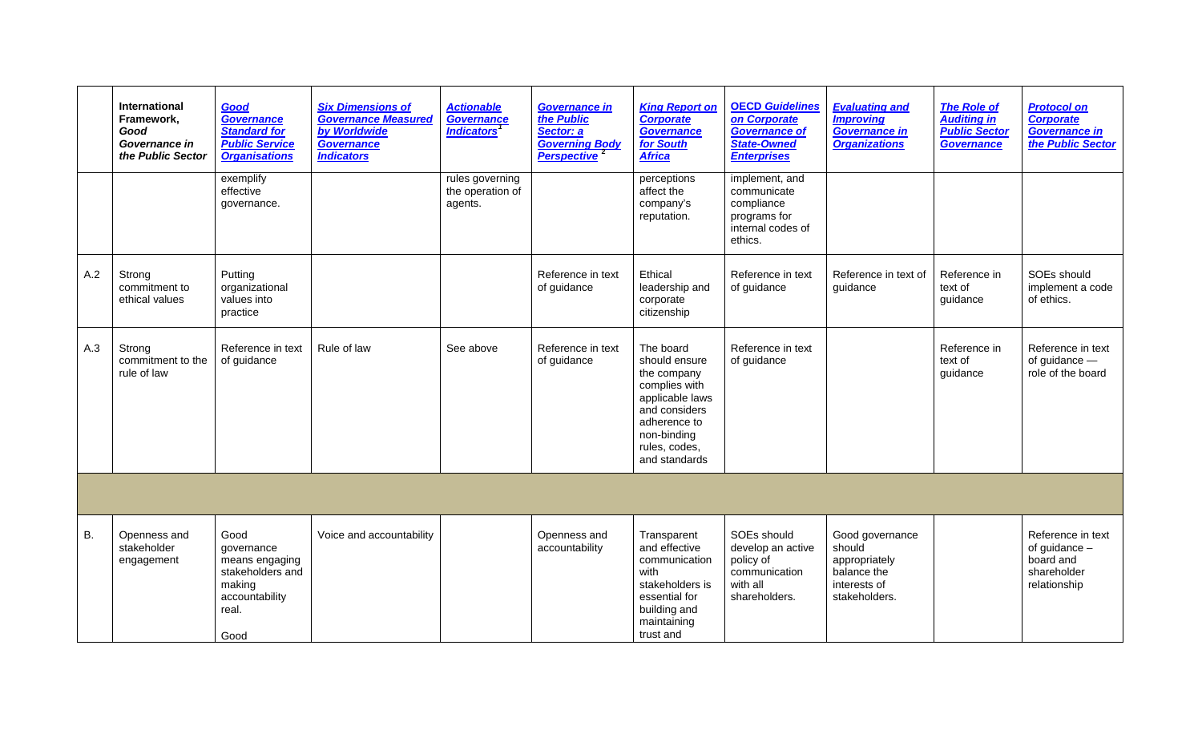| | International Framework, *Good Governance in the Public Sector* | ***Good Governance Standard for Public Service Organisations*** | ***Six Dimensions of Governance Measured by Worldwide Governance Indicators*** | ***Actionable Governance Indicators***[1] | ***Governance in the Public Sector: a Governing Body Perspective***[2] | ***King Report on Corporate Governance for South Africa*** | ***OECD Guidelines on Corporate Governance of State-Owned Enterprises*** | ***Evaluating and Improving Governance in Organizations*** | ***The Role of Auditing in Public Sector Governance*** | ***Protocol on Corporate Governance in the Public Sector*** |
|---|---|---|---|---|---|---|---|---|---|---|
| | | exemplify effective governance. | | rules governing the operation of agents. | | perceptions affect the company's reputation. | implement, and communicate compliance programs for internal codes of ethics. | | | |
| A.2 | Strong commitment to ethical values | Putting organizational values into practice | | | Reference in text of guidance | Ethical leadership and corporate citizenship | Reference in text of guidance | Reference in text of guidance | Reference in text of guidance | SOEs should implement a code of ethics. |
| A.3 | Strong commitment to the rule of law | Reference in text of guidance | Rule of law | See above | Reference in text of guidance | The board should ensure the company complies with applicable laws and considers adherence to non-binding rules, codes, and standards | Reference in text of guidance | | Reference in text of guidance | Reference in text of guidance — role of the board |
| | | | | | | | | | | |
| B. | Openness and stakeholder engagement | Good governance means engaging stakeholders and making accountability real.<br><br>Good | Voice and accountability | | Openness and accountability | Transparent and effective communication with stakeholders is essential for building and maintaining trust and | SOEs should develop an active policy of communication with all shareholders. | Good governance should appropriately balance the interests of stakeholders. | | Reference in text of guidance – board and shareholder relationship |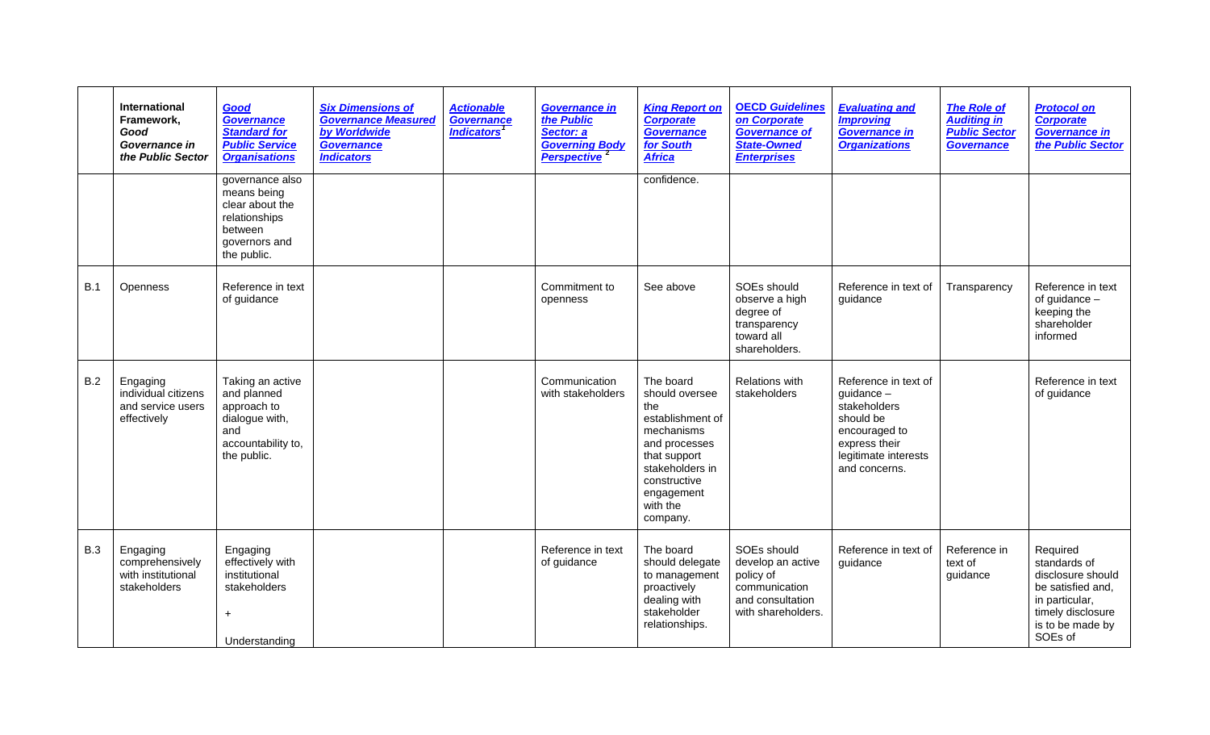| | International Framework, *Good Governance in the Public Sector* | ***Good Governance Standard for Public Service Organisations*** | ***Six Dimensions of Governance Measured by Worldwide Governance Indicators*** | ***Actionable Governance Indicators***[1] | ***Governance in the Public Sector: a Governing Body Perspective***[2] | ***King Report on Corporate Governance for South Africa*** | ***OECD Guidelines on Corporate Governance of State-Owned Enterprises*** | ***Evaluating and Improving Governance in Organizations*** | ***The Role of Auditing in Public Sector Governance*** | ***Protocol on Corporate Governance in the Public Sector*** |
|---|---|---|---|---|---|---|---|---|---|---|
| | | governance also means being clear about the relationships between governors and the public. | | | | confidence. | | | | |
| B.1 | Openness | Reference in text of guidance | | | Commitment to openness | See above | SOEs should observe a high degree of transparency toward all shareholders. | Reference in text of guidance | Transparency | Reference in text of guidance – keeping the shareholder informed |
| B.2 | Engaging individual citizens and service users effectively | Taking an active and planned approach to dialogue with, and accountability to, the public. | | | Communication with stakeholders | The board should oversee the establishment of mechanisms and processes that support stakeholders in constructive engagement with the company. | Relations with stakeholders | Reference in text of guidance – stakeholders should be encouraged to express their legitimate interests and concerns. | | Reference in text of guidance |
| B.3 | Engaging comprehensively with institutional stakeholders | Engaging effectively with institutional stakeholders<br>+<br>Understanding | | | Reference in text of guidance | The board should delegate to management proactively dealing with stakeholder relationships. | SOEs should develop an active policy of communication and consultation with shareholders. | Reference in text of guidance | Reference in text of guidance | Required standards of disclosure should be satisfied and, in particular, timely disclosure is to be made by SOEs of |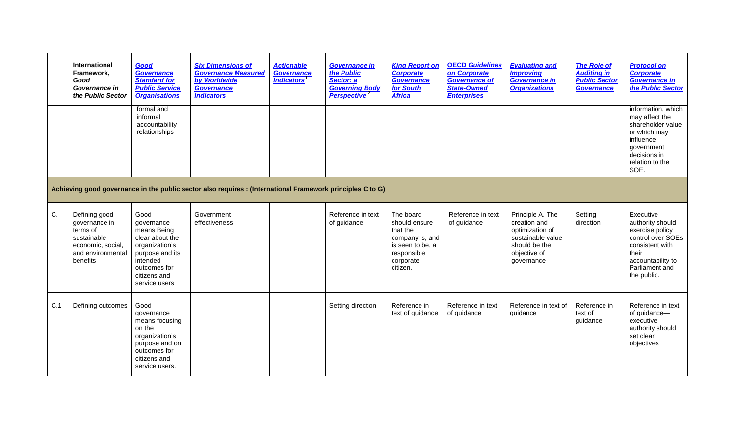| | International Framework, *Good Governance in the Public Sector* | ***Good Governance Standard for Public Service Organisations*** | ***Six Dimensions of Governance Measured by Worldwide Governance Indicators*** | ***Actionable Governance Indicators***[1] | ***Governance in the Public Sector: a Governing Body Perspective***[2] | ***King Report on Corporate Governance for South Africa*** | ***OECD Guidelines on Corporate Governance of State-Owned Enterprises*** | ***Evaluating and Improving Governance in Organizations*** | ***The Role of Auditing in Public Sector Governance*** | ***Protocol on Corporate Governance in the Public Sector*** |
|---|---|---|---|---|---|---|---|---|---|---|
| | | formal and informal accountability relationships | | | | | | | | information, which may affect the shareholder value or which may influence government decisions in relation to the SOE. |
| **Achieving good governance in the public sector also requires : (International Framework principles C to G)** | | | | | | | | | | |
| C. | Defining good governance in terms of sustainable economic, social, and environmental benefits | Good governance means Being clear about the organization's purpose and its intended outcomes for citizens and service users | Government effectiveness | | Reference in text of guidance | The board should ensure that the company is, and is seen to be, a responsible corporate citizen. | Reference in text of guidance | Principle A. The creation and optimization of sustainable value should be the objective of governance | Setting direction | Executive authority should exercise policy control over SOEs consistent with their accountability to Parliament and the public. |
| C.1 | Defining outcomes | Good governance means focusing on the organization's purpose and on outcomes for citizens and service users. | | | Setting direction | Reference in text of guidance | Reference in text of guidance | Reference in text of guidance | Reference in text of guidance | Reference in text of guidance—executive authority should set clear objectives |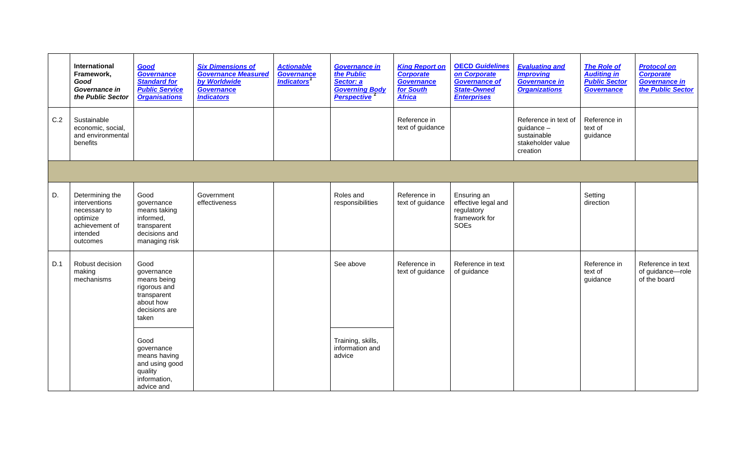| | International Framework, *Good Governance in the Public Sector* | ***Good Governance Standard for Public Service Organisations*** | ***Six Dimensions of Governance Measured by Worldwide Governance Indicators*** | ***Actionable Governance Indicators***[1] | ***Governance in the Public Sector: a Governing Body Perspective***[2] | ***King Report on Corporate Governance for South Africa*** | ***OECD Guidelines on Corporate Governance of State-Owned Enterprises*** | ***Evaluating and Improving Governance in Organizations*** | ***The Role of Auditing in Public Sector Governance*** | ***Protocol on Corporate Governance in the Public Sector*** |
|---|---|---|---|---|---|---|---|---|---|---|
| C.2 | Sustainable economic, social, and environmental benefits | | | | | Reference in text of guidance | | Reference in text of guidance – sustainable stakeholder value creation | Reference in text of guidance | |
| | | | | | | | | | | |
| D. | Determining the interventions necessary to optimize achievement of intended outcomes | Good governance means taking informed, transparent decisions and managing risk | Government effectiveness | | Roles and responsibilities | Reference in text of guidance | Ensuring an effective legal and regulatory framework for SOEs | | Setting direction | |
| D.1 | Robust decision making mechanisms | Good governance means being rigorous and transparent about how decisions are taken | | | See above | Reference in text of guidance | Reference in text of guidance | | Reference in text of guidance | Reference in text of guidance—role of the board |
| | | Good governance means having and using good quality information, advice and | | | Training, skills, information and advice | | | | | |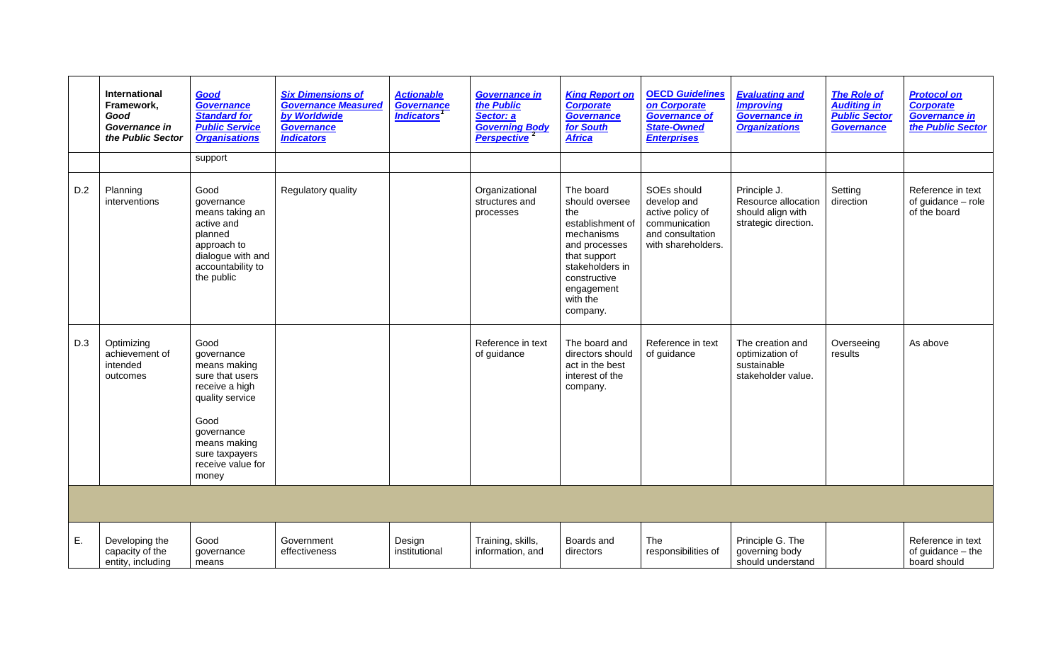| | International Framework, *Good Governance in the Public Sector* | ***Good Governance Standard for Public Service Organisations*** | ***Six Dimensions of Governance Measured by Worldwide Governance Indicators*** | ***Actionable Governance Indicators***[1] | ***Governance in the Public Sector: a Governing Body Perspective***[2] | ***King Report on Corporate Governance for South Africa*** | ***OECD Guidelines on Corporate Governance of State-Owned Enterprises*** | ***Evaluating and Improving Governance in Organizations*** | ***The Role of Auditing in Public Sector Governance*** | ***Protocol on Corporate Governance in the Public Sector*** |
|---|---|---|---|---|---|---|---|---|---|---|
| | | support | | | | | | | | |
| D.2 | Planning interventions | Good governance means taking an active and planned approach to dialogue with and accountability to the public | Regulatory quality | | Organizational structures and processes | The board should oversee the establishment of mechanisms and processes that support stakeholders in constructive engagement with the company. | SOEs should develop and active policy of communication and consultation with shareholders. | Principle J. Resource allocation should align with strategic direction. | Setting direction | Reference in text of guidance – role of the board |
| D.3 | Optimizing achievement of intended outcomes | Good governance means making sure that users receive a high quality service<br><br>Good governance means making sure taxpayers receive value for money | | | Reference in text of guidance | The board and directors should act in the best interest of the company. | Reference in text of guidance | The creation and optimization of sustainable stakeholder value. | Overseeing results | As above |
| | | | | | | | | | | |
| E. | Developing the capacity of the entity, including | Good governance means | Government effectiveness | Design institutional | Training, skills, information, and | Boards and directors | The responsibilities of | Principle G. The governing body should understand | | Reference in text of guidance – the board should |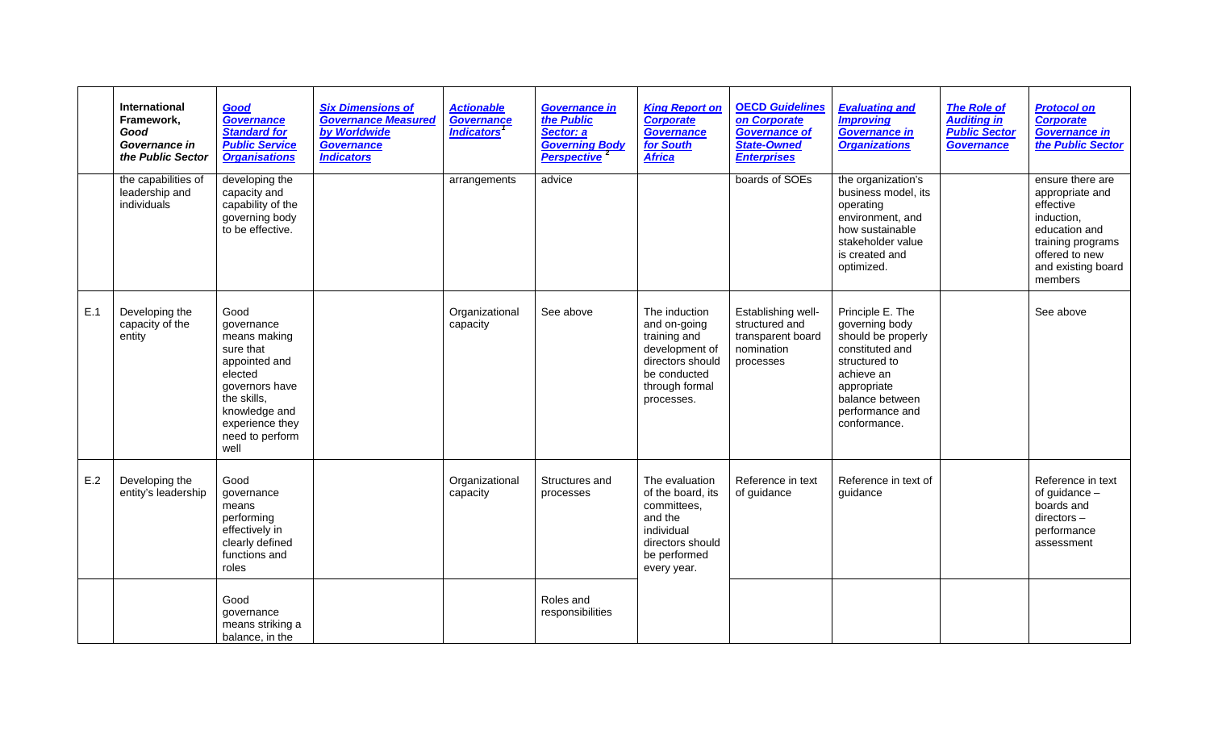| | International Framework, *Good Governance in the Public Sector* | ***Good Governance Standard for Public Service Organisations*** | ***Six Dimensions of Governance Measured by Worldwide Governance Indicators*** | ***Actionable Governance Indicators***[1] | ***Governance in the Public Sector: a Governing Body Perspective***[2] | ***King Report on Corporate Governance for South Africa*** | ***OECD Guidelines on Corporate Governance of State-Owned Enterprises*** | ***Evaluating and Improving Governance in Organizations*** | ***The Role of Auditing in Public Sector Governance*** | ***Protocol on Corporate Governance in the Public Sector*** |
|---|---|---|---|---|---|---|---|---|---|---|
| | the capabilities of leadership and individuals | developing the capacity and capability of the governing body to be effective. | | arrangements | advice | | boards of SOEs | the organization's business model, its operating environment, and how sustainable stakeholder value is created and optimized. | | ensure there are appropriate and effective induction, education and training programs offered to new and existing board members |
| E.1 | Developing the capacity of the entity | Good governance means making sure that appointed and elected governors have the skills, knowledge and experience they need to perform well | | Organizational capacity | See above | The induction and on-going training and development of directors should be conducted through formal processes. | Establishing well-structured and transparent board nomination processes | Principle E. The governing body should be properly constituted and structured to achieve an appropriate balance between performance and conformance. | | See above |
| E.2 | Developing the entity's leadership | Good governance means performing effectively in clearly defined functions and roles | | Organizational capacity | Structures and processes | The evaluation of the board, its committees, and the individual directors should be performed every year. | Reference in text of guidance | Reference in text of guidance | | Reference in text of guidance – boards and directors – performance assessment |
| | | Good governance means striking a balance, in the | | | Roles and responsibilities | | | | | |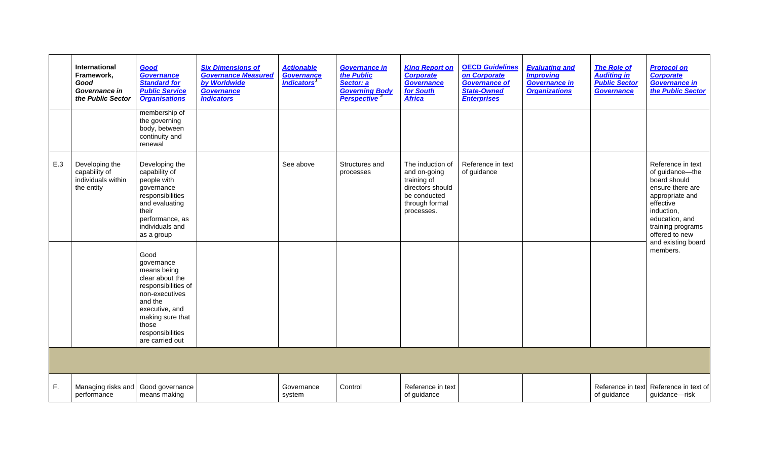|  | International Framework, *Good Governance in the Public Sector* | ***Good Governance Standard for Public Service Organisations*** | ***Six Dimensions of Governance Measured by Worldwide Governance Indicators*** | ***Actionable Governance Indicators***[1] | ***Governance in the Public Sector: a Governing Body Perspective***[2] | ***King Report on Corporate Governance for South Africa*** | ***OECD Guidelines on Corporate Governance of State-Owned Enterprises*** | ***Evaluating and Improving Governance in Organizations*** | ***The Role of Auditing in Public Sector Governance*** | ***Protocol on Corporate Governance in the Public Sector*** |
|---|---|---|---|---|---|---|---|---|---|---|
|  |  | membership of the governing body, between continuity and renewal |  |  |  |  |  |  |  |  |
| E.3 | Developing the capability of individuals within the entity | Developing the capability of people with governance responsibilities and evaluating their performance, as individuals and as a group |  | See above | Structures and processes | The induction of and on-going training of directors should be conducted through formal processes. | Reference in text of guidance |  |  | Reference in text of guidance—the board should ensure there are appropriate and effective induction, education, and training programs offered to new and existing board members. |
|  |  | Good governance means being clear about the responsibilities of non-executives and the executive, and making sure that those responsibilities are carried out |  |  |  |  |  |  |  |  |
|  |  |  |  |  |  |  |  |  |  |  |
| F. | Managing risks and performance | Good governance means making |  | Governance system | Control | Reference in text of guidance |  |  | Reference in text of guidance | Reference in text of guidance—risk |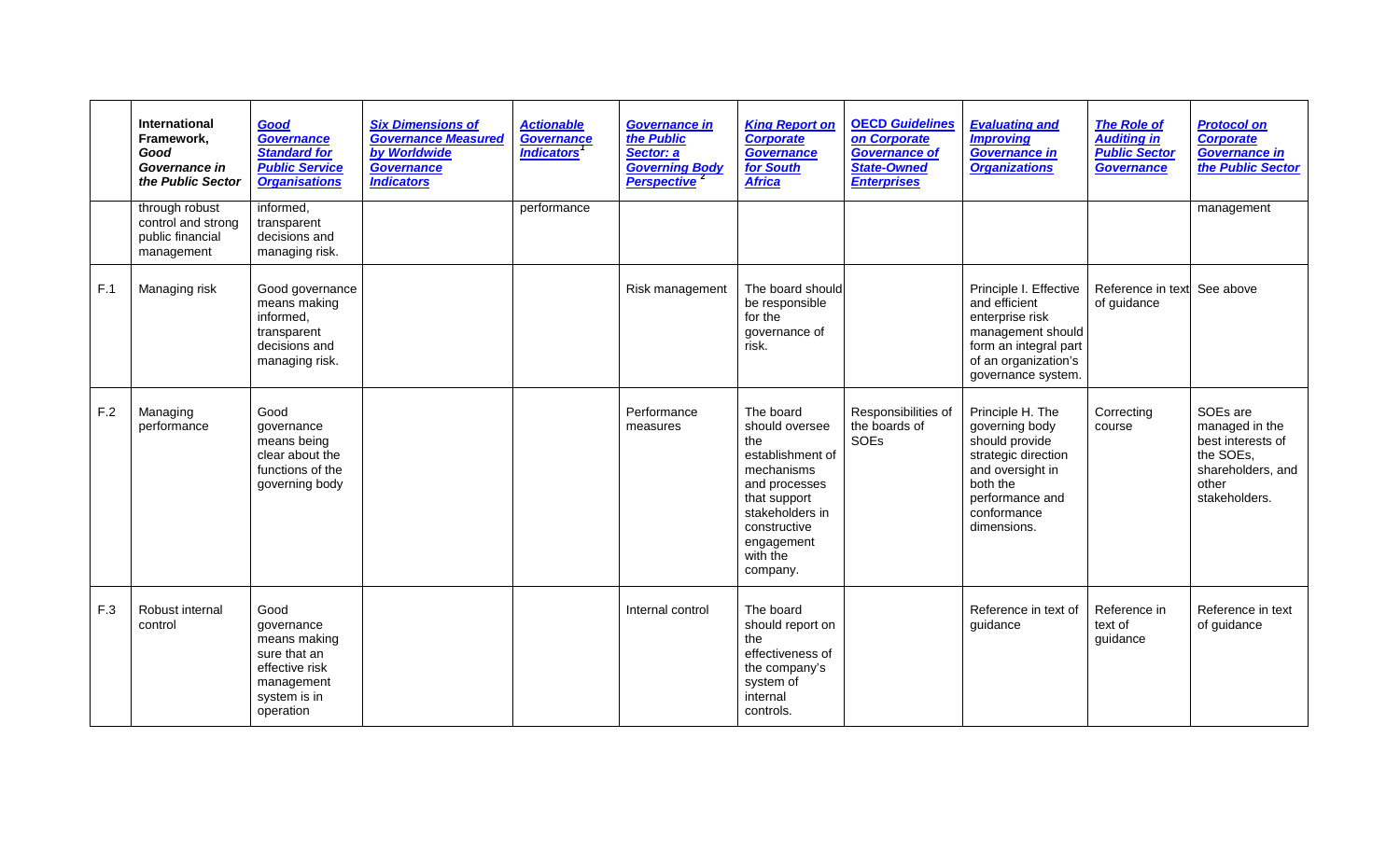| | International Framework, *Good Governance in the Public Sector* | ***Good Governance Standard for Public Service Organisations*** | ***Six Dimensions of Governance Measured by Worldwide Governance Indicators*** | ***Actionable Governance Indicators***[1] | ***Governance in the Public Sector: a Governing Body Perspective***[2] | ***King Report on Corporate Governance for South Africa*** | ***OECD Guidelines on Corporate Governance of State-Owned Enterprises*** | ***Evaluating and Improving Governance in Organizations*** | ***The Role of Auditing in Public Sector Governance*** | ***Protocol on Corporate Governance in the Public Sector*** |
|---|---|---|---|---|---|---|---|---|---|---|
| | through robust control and strong public financial management | informed, transparent decisions and managing risk. | | performance | | | | | | management |
| F.1 | Managing risk | Good governance means making informed, transparent decisions and managing risk. | | | Risk management | The board should be responsible for the governance of risk. | | Principle I. Effective and efficient enterprise risk management should form an integral part of an organization's governance system. | Reference in text of guidance | See above |
| F.2 | Managing performance | Good governance means being clear about the functions of the governing body | | | Performance measures | The board should oversee the establishment of mechanisms and processes that support stakeholders in constructive engagement with the company. | Responsibilities of the boards of SOEs | Principle H. The governing body should provide strategic direction and oversight in both the performance and conformance dimensions. | Correcting course | SOEs are managed in the best interests of the SOEs, shareholders, and other stakeholders. |
| F.3 | Robust internal control | Good governance means making sure that an effective risk management system is in operation | | | Internal control | The board should report on the effectiveness of the company's system of internal controls. | | Reference in text of guidance | Reference in text of guidance | Reference in text of guidance |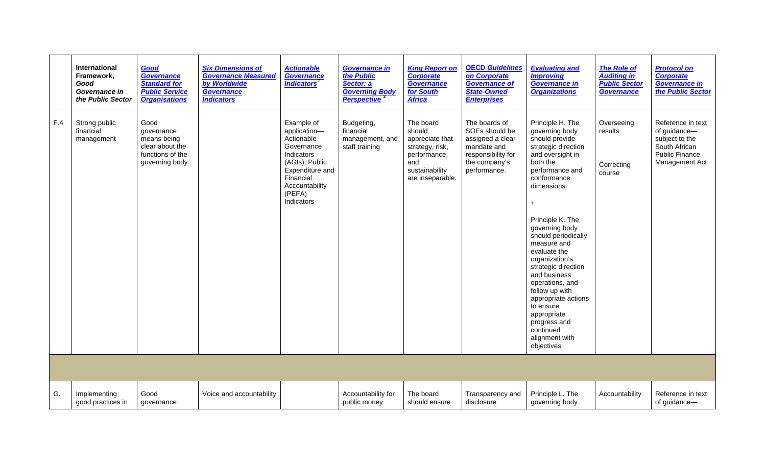| | International Framework, *Good Governance in the Public Sector* | ***Good Governance Standard for Public Service Organisations*** | ***Six Dimensions of Governance Measured by Worldwide Governance Indicators*** | ***Actionable Governance Indicators***[1] | ***Governance in the Public Sector: a Governing Body Perspective***[2] | ***King Report on Corporate Governance for South Africa*** | ***OECD Guidelines on Corporate Governance of State-Owned Enterprises*** | ***Evaluating and Improving Governance in Organizations*** | ***The Role of Auditing in Public Sector Governance*** | ***Protocol on Corporate Governance in the Public Sector*** |
|---|---|---|---|---|---|---|---|---|---|---|
| F.4 | Strong public financial management | Good governance means being clear about the functions of the governing body | | Example of application—Actionable Governance Indicators (AGIs): Public Expenditure and Financial Accountability (PEFA) Indicators | Budgeting, financial management, and staff training | The board should appreciate that strategy, risk, performance, and sustainability are inseparable. | The boards of SOEs should be assigned a clear mandate and responsibility for the company's performance. | Principle H. The governing body should provide strategic direction and oversight in both the performance and conformance dimensions.<br><br>+<br><br>Principle K. The governing body should periodically measure and evaluate the organization's strategic direction and business operations, and follow up with appropriate actions to ensure appropriate progress and continued alignment with objectives. | Overseeing results<br><br>Correcting course | Reference in text of guidance—subject to the South African Public Finance Management Act |
| | | | | | | | | | | |
| G. | Implementing good practices in | Good governance | Voice and accountability | | Accountability for public money | The board should ensure | Transparency and disclosure | Principle L. The governing body | Accountability | Reference in text of guidance— |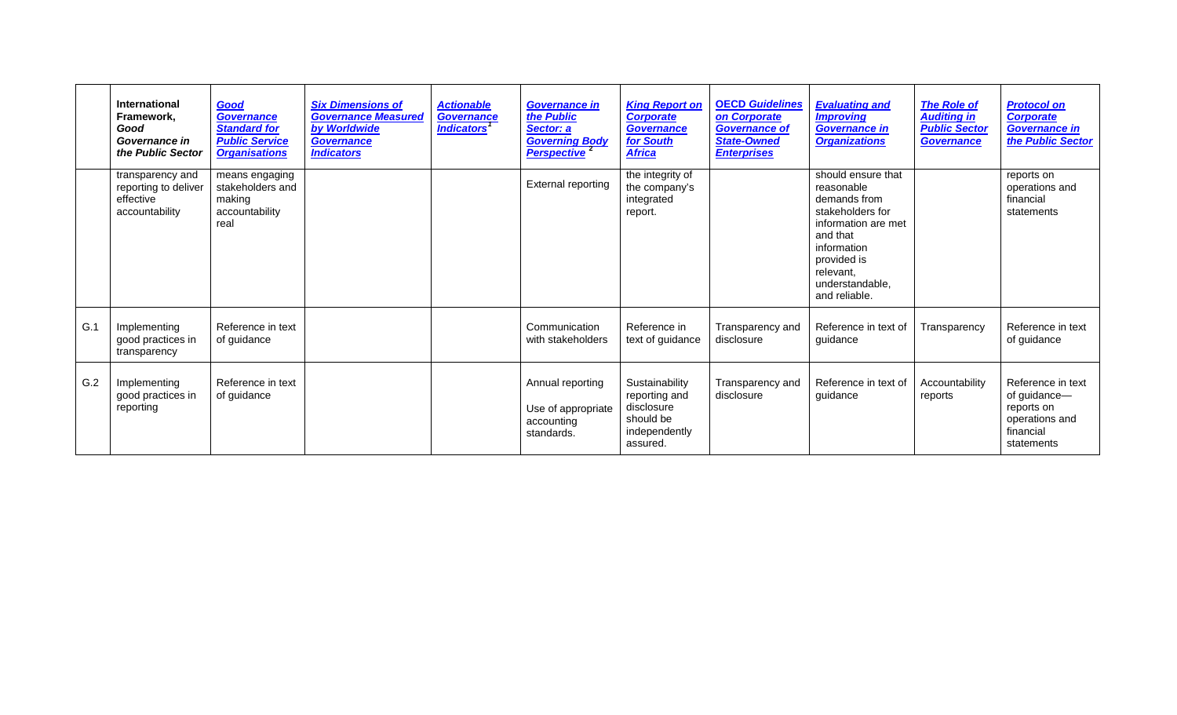| | International Framework, *Good Governance in the Public Sector* | *Good Governance Standard for Public Service Organisations* | *Six Dimensions of Governance Measured by Worldwide Governance Indicators* | *Actionable Governance Indicators*[1] | *Governance in the Public Sector: a Governing Body Perspective*[2] | *King Report on Corporate Governance for South Africa* | *OECD Guidelines on Corporate Governance of State-Owned Enterprises* | *Evaluating and Improving Governance in Organizations* | *The Role of Auditing in Public Sector Governance* | *Protocol on Corporate Governance in the Public Sector* |
|---|---|---|---|---|---|---|---|---|---|---|
| | transparency and reporting to deliver effective accountability | means engaging stakeholders and making accountability real | | | External reporting | the integrity of the company's integrated report. | | should ensure that reasonable demands from stakeholders for information are met and that information provided is relevant, understandable, and reliable. | | reports on operations and financial statements |
| G.1 | Implementing good practices in transparency | Reference in text of guidance | | | Communication with stakeholders | Reference in text of guidance | Transparency and disclosure | Reference in text of guidance | Transparency | Reference in text of guidance |
| G.2 | Implementing good practices in reporting | Reference in text of guidance | | | Annual reporting<br><br>Use of appropriate accounting standards. | Sustainability reporting and disclosure should be independently assured. | Transparency and disclosure | Reference in text of guidance | Accountability reports | Reference in text of guidance—reports on operations and financial statements |